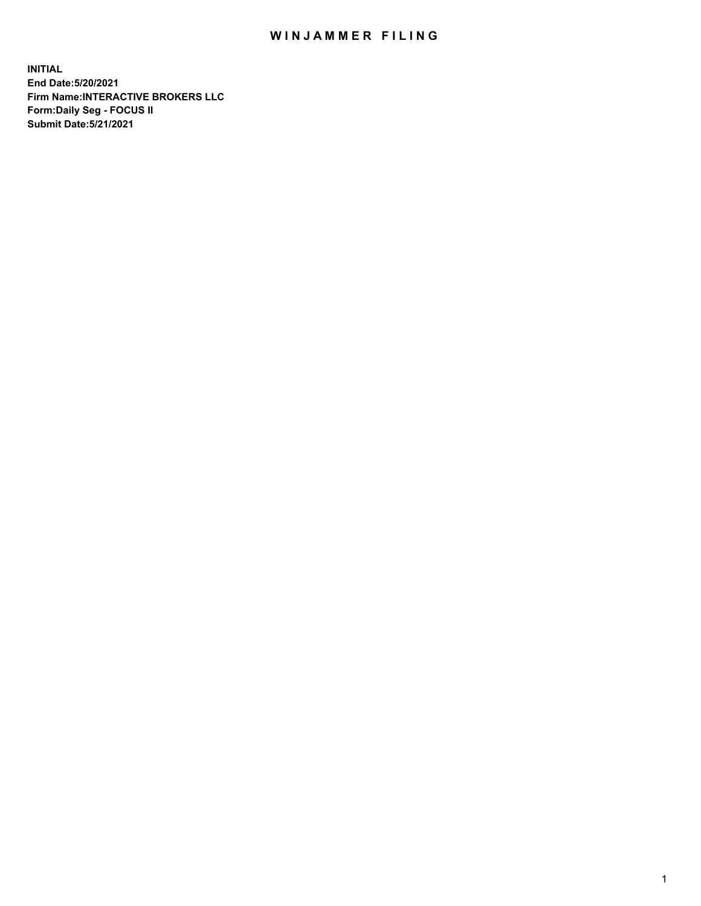# WINJAMMER FILING

**INITIAL**
**End Date:5/20/2021**
**Firm Name:INTERACTIVE BROKERS LLC**
**Form:Daily Seg - FOCUS II**
**Submit Date:5/21/2021**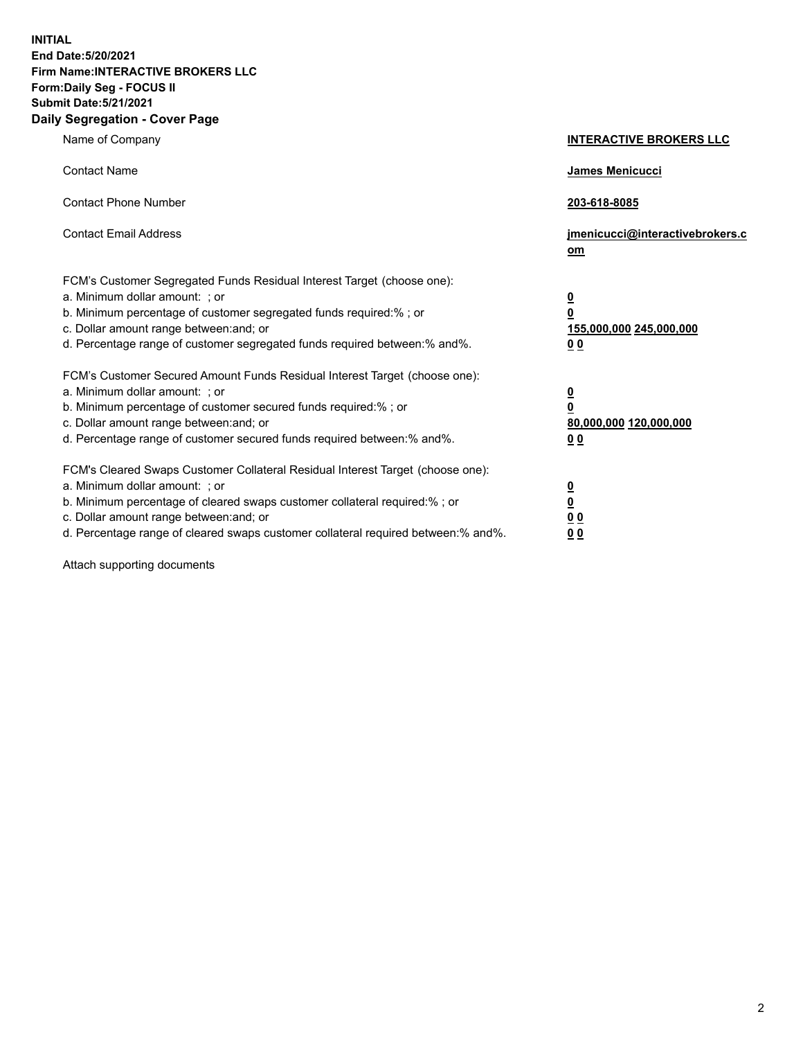**INITIAL**
**End Date:5/20/2021**
**Firm Name:INTERACTIVE BROKERS LLC**
**Form:Daily Seg - FOCUS II**
**Submit Date:5/21/2021**

## Daily Segregation - Cover Page

| | |
|---|---|
| Name of Company | **INTERACTIVE BROKERS LLC** |
| Contact Name | **James Menicucci** |
| Contact Phone Number | **203-618-8085** |
| Contact Email Address | **jmenicucci@interactivebrokers.com** |
| FCM's Customer Segregated Funds Residual Interest Target (choose one): | |
| a. Minimum dollar amount: ; or | **0** |
| b. Minimum percentage of customer segregated funds required:% ; or | **0** |
| c. Dollar amount range between:and; or | **155,000,000 245,000,000** |
| d. Percentage range of customer segregated funds required between:% and%. | **0 0** |
| FCM's Customer Secured Amount Funds Residual Interest Target (choose one): | |
| a. Minimum dollar amount: ; or | **0** |
| b. Minimum percentage of customer secured funds required:% ; or | **0** |
| c. Dollar amount range between:and; or | **80,000,000 120,000,000** |
| d. Percentage range of customer secured funds required between:% and%. | **0 0** |
| FCM's Cleared Swaps Customer Collateral Residual Interest Target (choose one): | |
| a. Minimum dollar amount: ; or | **0** |
| b. Minimum percentage of cleared swaps customer collateral required:% ; or | **0** |
| c. Dollar amount range between:and; or | **0 0** |
| d. Percentage range of cleared swaps customer collateral required between:% and%. | **0 0** |

Attach supporting documents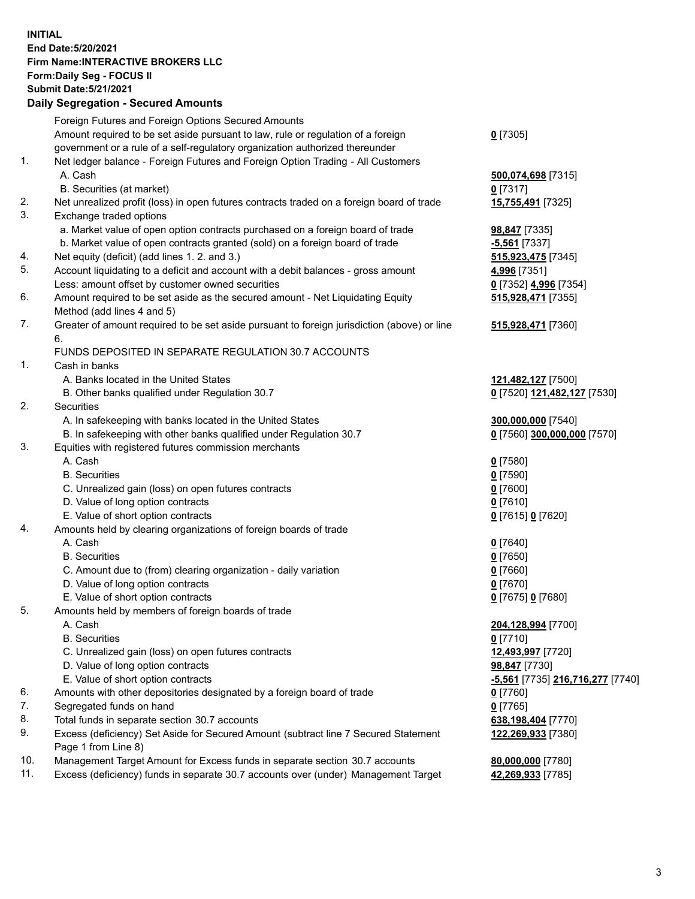**INITIAL**
**End Date:5/20/2021**
**Firm Name:INTERACTIVE BROKERS LLC**
**Form:Daily Seg - FOCUS II**
**Submit Date:5/21/2021**
**Daily Segregation - Secured Amounts**

| | | |
|---|---|---|
| | Foreign Futures and Foreign Options Secured Amounts | |
| | Amount required to be set aside pursuant to law, rule or regulation of a foreign government or a rule of a self-regulatory organization authorized thereunder | **0** [7305] |
| 1. | Net ledger balance - Foreign Futures and Foreign Option Trading - All Customers | |
| | A. Cash | **500,074,698** [7315] |
| | B. Securities (at market) | **0** [7317] |
| 2. | Net unrealized profit (loss) in open futures contracts traded on a foreign board of trade | **15,755,491** [7325] |
| 3. | Exchange traded options | |
| | a. Market value of open option contracts purchased on a foreign board of trade | **98,847** [7335] |
| | b. Market value of open contracts granted (sold) on a foreign board of trade | **-5,561** [7337] |
| 4. | Net equity (deficit) (add lines 1. 2. and 3.) | **515,923,475** [7345] |
| 5. | Account liquidating to a deficit and account with a debit balances - gross amount | **4,996** [7351] |
| | Less: amount offset by customer owned securities | **0** [7352] **4,996** [7354] |
| 6. | Amount required to be set aside as the secured amount - Net Liquidating Equity Method (add lines 4 and 5) | **515,928,471** [7355] |
| 7. | Greater of amount required to be set aside pursuant to foreign jurisdiction (above) or line 6. | **515,928,471** [7360] |
| | FUNDS DEPOSITED IN SEPARATE REGULATION 30.7 ACCOUNTS | |
| 1. | Cash in banks | |
| | A. Banks located in the United States | **121,482,127** [7500] |
| | B. Other banks qualified under Regulation 30.7 | **0** [7520] **121,482,127** [7530] |
| 2. | Securities | |
| | A. In safekeeping with banks located in the United States | **300,000,000** [7540] |
| | B. In safekeeping with other banks qualified under Regulation 30.7 | **0** [7560] **300,000,000** [7570] |
| 3. | Equities with registered futures commission merchants | |
| | A. Cash | **0** [7580] |
| | B. Securities | **0** [7590] |
| | C. Unrealized gain (loss) on open futures contracts | **0** [7600] |
| | D. Value of long option contracts | **0** [7610] |
| | E. Value of short option contracts | **0** [7615] **0** [7620] |
| 4. | Amounts held by clearing organizations of foreign boards of trade | |
| | A. Cash | **0** [7640] |
| | B. Securities | **0** [7650] |
| | C. Amount due to (from) clearing organization - daily variation | **0** [7660] |
| | D. Value of long option contracts | **0** [7670] |
| | E. Value of short option contracts | **0** [7675] **0** [7680] |
| 5. | Amounts held by members of foreign boards of trade | |
| | A. Cash | **204,128,994** [7700] |
| | B. Securities | **0** [7710] |
| | C. Unrealized gain (loss) on open futures contracts | **12,493,997** [7720] |
| | D. Value of long option contracts | **98,847** [7730] |
| | E. Value of short option contracts | **-5,561** [7735] **216,716,277** [7740] |
| 6. | Amounts with other depositories designated by a foreign board of trade | **0** [7760] |
| 7. | Segregated funds on hand | **0** [7765] |
| 8. | Total funds in separate section 30.7 accounts | **638,198,404** [7770] |
| 9. | Excess (deficiency) Set Aside for Secured Amount (subtract line 7 Secured Statement Page 1 from Line 8) | **122,269,933** [7380] |
| 10. | Management Target Amount for Excess funds in separate section 30.7 accounts | **80,000,000** [7780] |
| 11. | Excess (deficiency) funds in separate 30.7 accounts over (under) Management Target | **42,269,933** [7785] |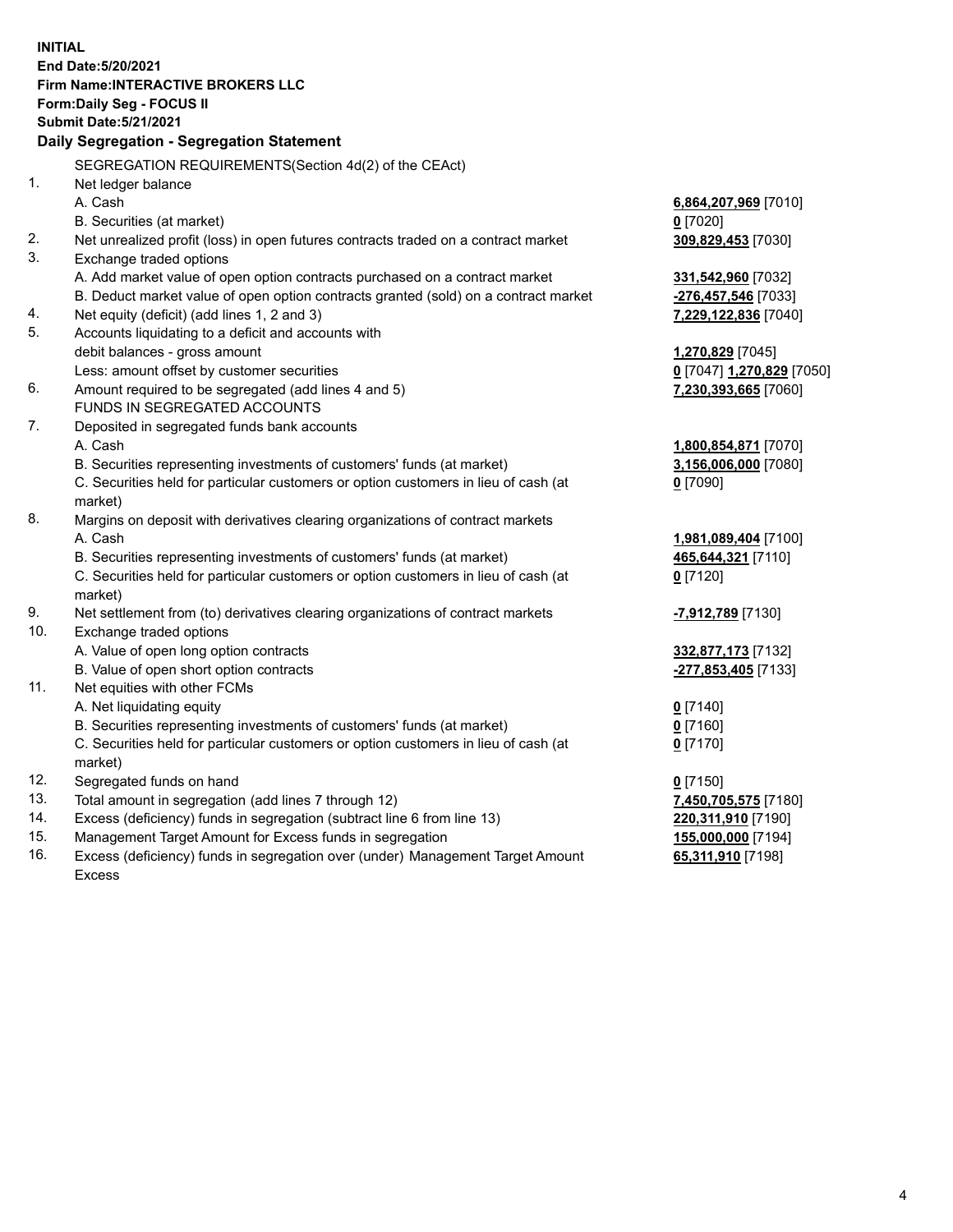**INITIAL**
**End Date:5/20/2021**
**Firm Name:INTERACTIVE BROKERS LLC**
**Form:Daily Seg - FOCUS II**
**Submit Date:5/21/2021**

**Daily Segregation - Segregation Statement**

SEGREGATION REQUIREMENTS(Section 4d(2) of the CEAct)

| | | |
|---|---|---|
| 1. | Net ledger balance | |
| | A. Cash | **6,864,207,969** [7010] |
| | B. Securities (at market) | **0** [7020] |
| 2. | Net unrealized profit (loss) in open futures contracts traded on a contract market | **309,829,453** [7030] |
| 3. | Exchange traded options | |
| | A. Add market value of open option contracts purchased on a contract market | **331,542,960** [7032] |
| | B. Deduct market value of open option contracts granted (sold) on a contract market | **-276,457,546** [7033] |
| 4. | Net equity (deficit) (add lines 1, 2 and 3) | **7,229,122,836** [7040] |
| 5. | Accounts liquidating to a deficit and accounts with | |
| | debit balances - gross amount | **1,270,829** [7045] |
| | Less: amount offset by customer securities | **0** [7047] **1,270,829** [7050] |
| 6. | Amount required to be segregated (add lines 4 and 5) | **7,230,393,665** [7060] |
| | FUNDS IN SEGREGATED ACCOUNTS | |
| 7. | Deposited in segregated funds bank accounts | |
| | A. Cash | **1,800,854,871** [7070] |
| | B. Securities representing investments of customers' funds (at market) | **3,156,006,000** [7080] |
| | C. Securities held for particular customers or option customers in lieu of cash (at market) | **0** [7090] |
| 8. | Margins on deposit with derivatives clearing organizations of contract markets | |
| | A. Cash | **1,981,089,404** [7100] |
| | B. Securities representing investments of customers' funds (at market) | **465,644,321** [7110] |
| | C. Securities held for particular customers or option customers in lieu of cash (at market) | **0** [7120] |
| 9. | Net settlement from (to) derivatives clearing organizations of contract markets | **-7,912,789** [7130] |
| 10. | Exchange traded options | |
| | A. Value of open long option contracts | **332,877,173** [7132] |
| | B. Value of open short option contracts | **-277,853,405** [7133] |
| 11. | Net equities with other FCMs | |
| | A. Net liquidating equity | **0** [7140] |
| | B. Securities representing investments of customers' funds (at market) | **0** [7160] |
| | C. Securities held for particular customers or option customers in lieu of cash (at market) | **0** [7170] |
| 12. | Segregated funds on hand | **0** [7150] |
| 13. | Total amount in segregation (add lines 7 through 12) | **7,450,705,575** [7180] |
| 14. | Excess (deficiency) funds in segregation (subtract line 6 from line 13) | **220,311,910** [7190] |
| 15. | Management Target Amount for Excess funds in segregation | **155,000,000** [7194] |
| 16. | Excess (deficiency) funds in segregation over (under) Management Target Amount Excess | **65,311,910** [7198] |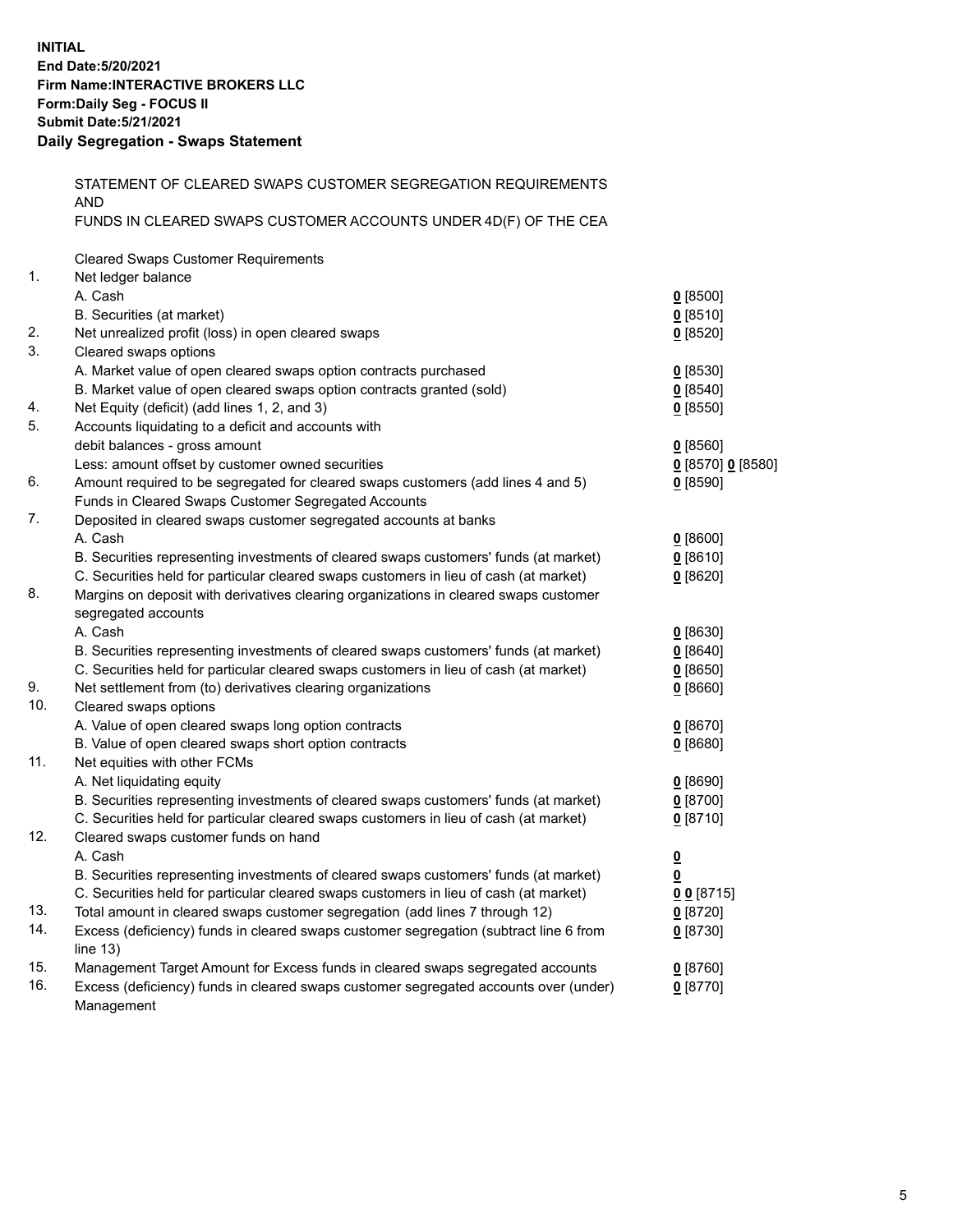**INITIAL**
**End Date:5/20/2021**
**Firm Name:INTERACTIVE BROKERS LLC**
**Form:Daily Seg - FOCUS II**
**Submit Date:5/21/2021**
**Daily Segregation - Swaps Statement**

STATEMENT OF CLEARED SWAPS CUSTOMER SEGREGATION REQUIREMENTS AND FUNDS IN CLEARED SWAPS CUSTOMER ACCOUNTS UNDER 4D(F) OF THE CEA

| | | |
|---|---|---|
| | Cleared Swaps Customer Requirements | |
| 1. | Net ledger balance | |
| | A. Cash | 0 [8500] |
| | B. Securities (at market) | 0 [8510] |
| 2. | Net unrealized profit (loss) in open cleared swaps | 0 [8520] |
| 3. | Cleared swaps options | |
| | A. Market value of open cleared swaps option contracts purchased | 0 [8530] |
| | B. Market value of open cleared swaps option contracts granted (sold) | 0 [8540] |
| 4. | Net Equity (deficit) (add lines 1, 2, and 3) | 0 [8550] |
| 5. | Accounts liquidating to a deficit and accounts with debit balances - gross amount | 0 [8560] |
| | Less: amount offset by customer owned securities | 0 [8570] 0 [8580] |
| 6. | Amount required to be segregated for cleared swaps customers (add lines 4 and 5) | 0 [8590] |
| | Funds in Cleared Swaps Customer Segregated Accounts | |
| 7. | Deposited in cleared swaps customer segregated accounts at banks | |
| | A. Cash | 0 [8600] |
| | B. Securities representing investments of cleared swaps customers' funds (at market) | 0 [8610] |
| | C. Securities held for particular cleared swaps customers in lieu of cash (at market) | 0 [8620] |
| 8. | Margins on deposit with derivatives clearing organizations in cleared swaps customer segregated accounts | |
| | A. Cash | 0 [8630] |
| | B. Securities representing investments of cleared swaps customers' funds (at market) | 0 [8640] |
| | C. Securities held for particular cleared swaps customers in lieu of cash (at market) | 0 [8650] |
| 9. | Net settlement from (to) derivatives clearing organizations | 0 [8660] |
| 10. | Cleared swaps options | |
| | A. Value of open cleared swaps long option contracts | 0 [8670] |
| | B. Value of open cleared swaps short option contracts | 0 [8680] |
| 11. | Net equities with other FCMs | |
| | A. Net liquidating equity | 0 [8690] |
| | B. Securities representing investments of cleared swaps customers' funds (at market) | 0 [8700] |
| | C. Securities held for particular cleared swaps customers in lieu of cash (at market) | 0 [8710] |
| 12. | Cleared swaps customer funds on hand | |
| | A. Cash | 0 |
| | B. Securities representing investments of cleared swaps customers' funds (at market) | 0 |
| | C. Securities held for particular cleared swaps customers in lieu of cash (at market) | 0 0 [8715] |
| 13. | Total amount in cleared swaps customer segregation (add lines 7 through 12) | 0 [8720] |
| 14. | Excess (deficiency) funds in cleared swaps customer segregation (subtract line 6 from line 13) | 0 [8730] |
| 15. | Management Target Amount for Excess funds in cleared swaps segregated accounts | 0 [8760] |
| 16. | Excess (deficiency) funds in cleared swaps customer segregated accounts over (under) Management | 0 [8770] |